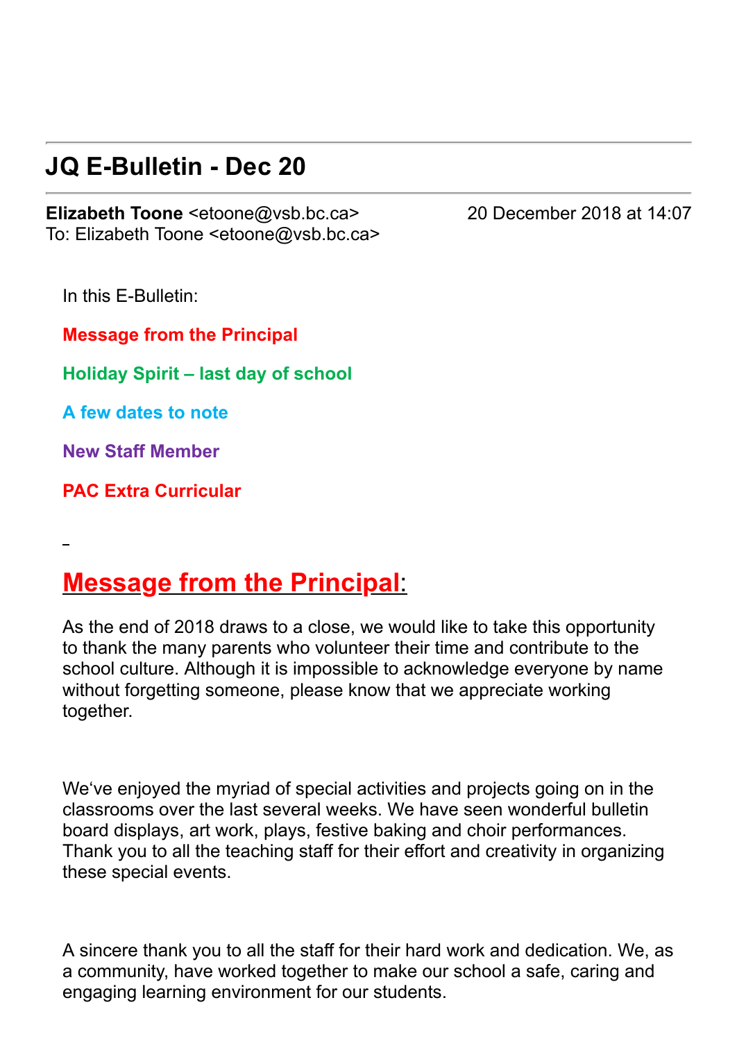# JQ E-Bulletin - Dec 20

**Elizabeth Toone** <etoone@vsb.bc.ca> 20 December 2018 at 14:07
To: Elizabeth Toone <etoone@vsb.bc.ca>

In this E-Bulletin:

**Message from the Principal**

**Holiday Spirit – last day of school**

**A few dates to note**

**New Staff Member**

**PAC Extra Curricular**

## Message from the Principal:

As the end of 2018 draws to a close, we would like to take this opportunity to thank the many parents who volunteer their time and contribute to the school culture. Although it is impossible to acknowledge everyone by name without forgetting someone, please know that we appreciate working together.

We've enjoyed the myriad of special activities and projects going on in the classrooms over the last several weeks. We have seen wonderful bulletin board displays, art work, plays, festive baking and choir performances. Thank you to all the teaching staff for their effort and creativity in organizing these special events.

A sincere thank you to all the staff for their hard work and dedication. We, as a community, have worked together to make our school a safe, caring and engaging learning environment for our students.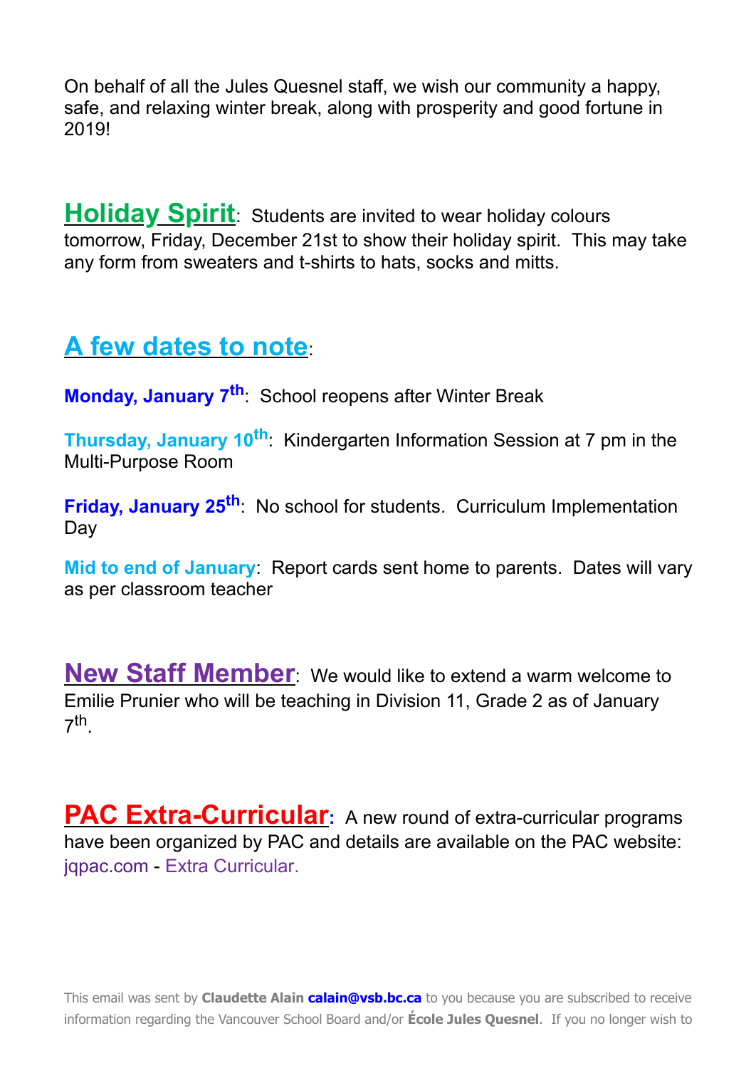On behalf of all the Jules Quesnel staff, we wish our community a happy, safe, and relaxing winter break, along with prosperity and good fortune in 2019!

**Holiday Spirit**: Students are invited to wear holiday colours tomorrow, Friday, December 21st to show their holiday spirit. This may take any form from sweaters and t-shirts to hats, socks and mitts.

## A few dates to note:

**Monday, January 7th**: School reopens after Winter Break

**Thursday, January 10th**: Kindergarten Information Session at 7 pm in the Multi-Purpose Room

**Friday, January 25th**: No school for students. Curriculum Implementation Day

**Mid to end of January**: Report cards sent home to parents. Dates will vary as per classroom teacher

**New Staff Member**: We would like to extend a warm welcome to Emilie Prunier who will be teaching in Division 11, Grade 2 as of January 7th.

**PAC Extra-Curricular**: A new round of extra-curricular programs have been organized by PAC and details are available on the PAC website: jqpac.com - Extra Curricular.

This email was sent by **Claudette Alain** **calain@vsb.bc.ca** to you because you are subscribed to receive information regarding the Vancouver School Board and/or **École Jules Quesnel**. If you no longer wish to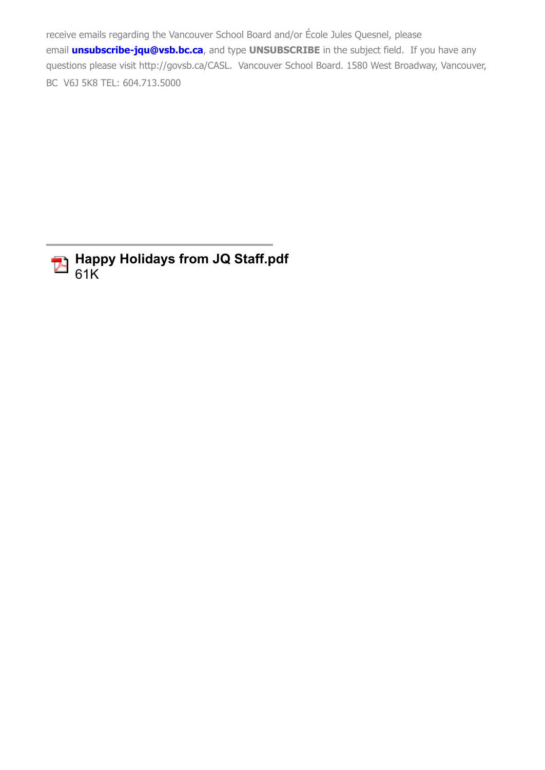receive emails regarding the Vancouver School Board and/or École Jules Quesnel, please email **unsubscribe-jqu@vsb.bc.ca**, and type **UNSUBSCRIBE** in the subject field.  If you have any questions please visit http://govsb.ca/CASL.  Vancouver School Board. 1580 West Broadway, Vancouver, BC  V6J 5K8 TEL: 604.713.5000

---

**Happy Holidays from JQ Staff.pdf**
61K